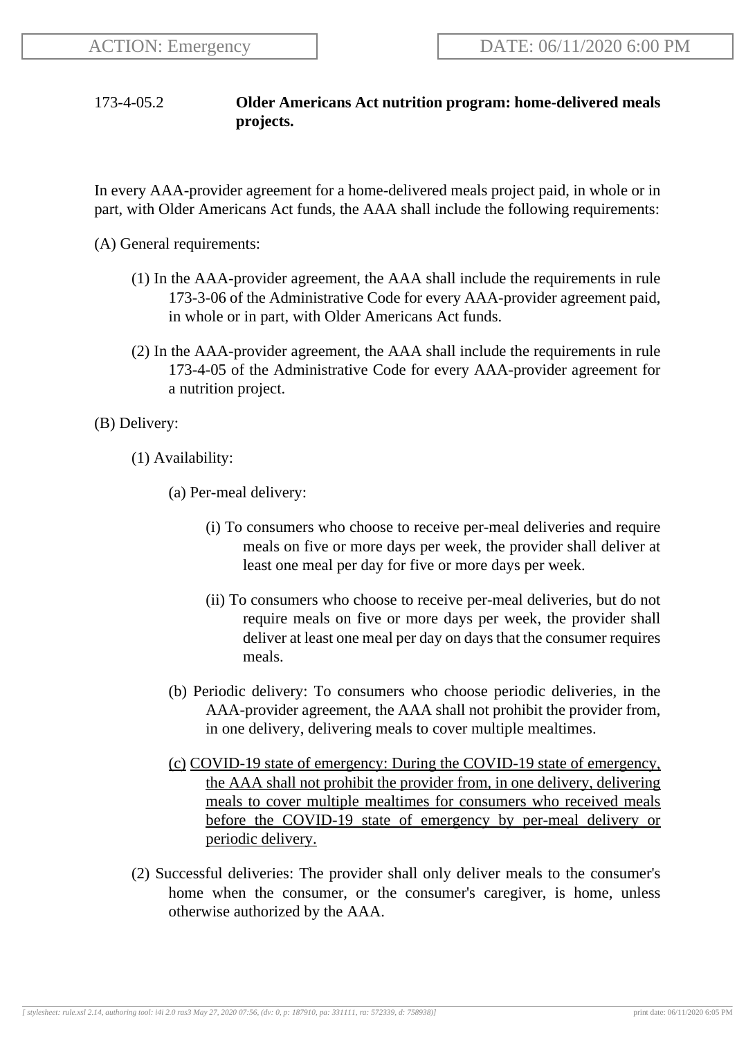ACTION: Emergency

DATE: 06/11/2020 6:00 PM

**173-4-05.2 Older Americans Act nutrition program: home-delivered meals projects.**

In every AAA-provider agreement for a home-delivered meals project paid, in whole or in part, with Older Americans Act funds, the AAA shall include the following requirements:

(A) General requirements:

(1) In the AAA-provider agreement, the AAA shall include the requirements in rule 173-3-06 of the Administrative Code for every AAA-provider agreement paid, in whole or in part, with Older Americans Act funds.

(2) In the AAA-provider agreement, the AAA shall include the requirements in rule 173-4-05 of the Administrative Code for every AAA-provider agreement for a nutrition project.

(B) Delivery:

(1) Availability:

(a) Per-meal delivery:

(i) To consumers who choose to receive per-meal deliveries and require meals on five or more days per week, the provider shall deliver at least one meal per day for five or more days per week.

(ii) To consumers who choose to receive per-meal deliveries, but do not require meals on five or more days per week, the provider shall deliver at least one meal per day on days that the consumer requires meals.

(b) Periodic delivery: To consumers who choose periodic deliveries, in the AAA-provider agreement, the AAA shall not prohibit the provider from, in one delivery, delivering meals to cover multiple mealtimes.

(c) COVID-19 state of emergency: During the COVID-19 state of emergency, the AAA shall not prohibit the provider from, in one delivery, delivering meals to cover multiple mealtimes for consumers who received meals before the COVID-19 state of emergency by per-meal delivery or periodic delivery.

(2) Successful deliveries: The provider shall only deliver meals to the consumer's home when the consumer, or the consumer's caregiver, is home, unless otherwise authorized by the AAA.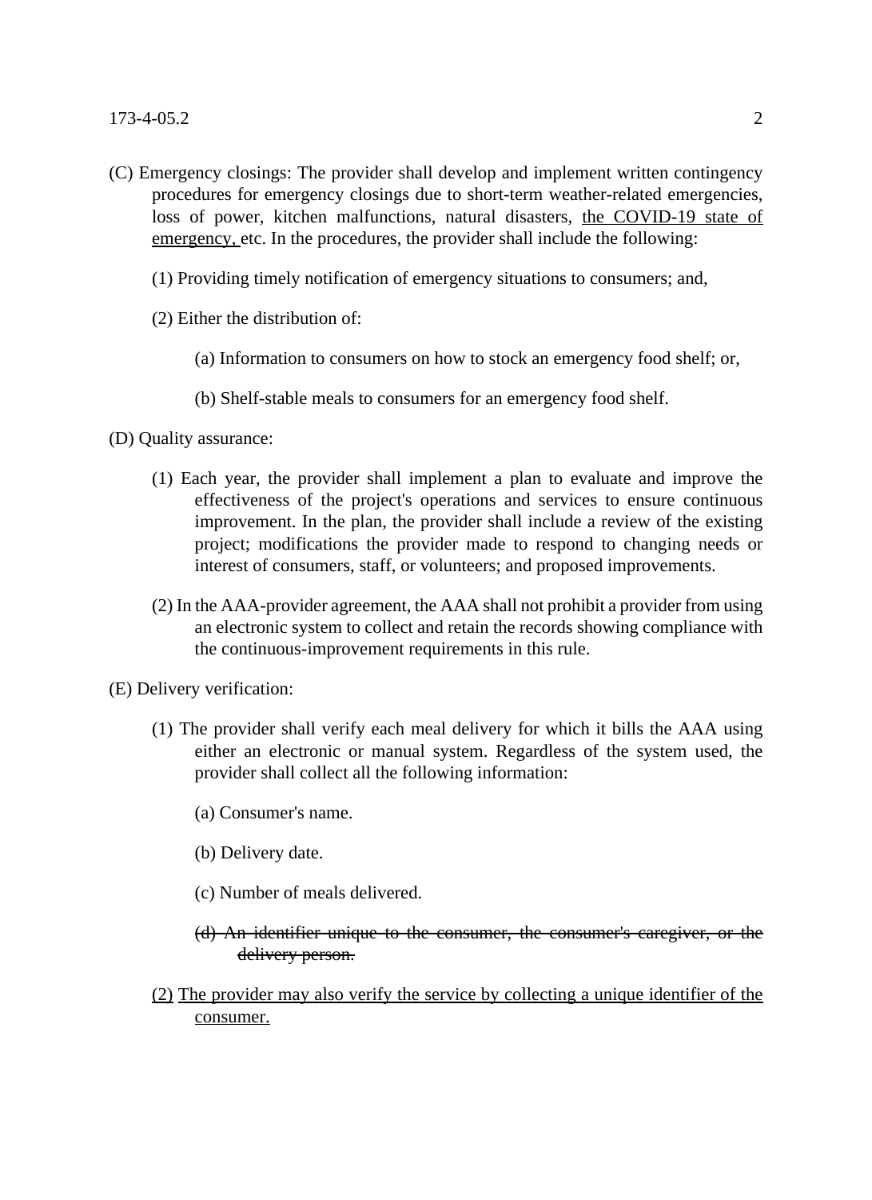(C) Emergency closings: The provider shall develop and implement written contingency procedures for emergency closings due to short-term weather-related emergencies, loss of power, kitchen malfunctions, natural disasters, <u>the COVID-19 state of emergency,</u> etc. In the procedures, the provider shall include the following:

(1) Providing timely notification of emergency situations to consumers; and,

(2) Either the distribution of:

(a) Information to consumers on how to stock an emergency food shelf; or,

(b) Shelf-stable meals to consumers for an emergency food shelf.

(D) Quality assurance:

(1) Each year, the provider shall implement a plan to evaluate and improve the effectiveness of the project's operations and services to ensure continuous improvement. In the plan, the provider shall include a review of the existing project; modifications the provider made to respond to changing needs or interest of consumers, staff, or volunteers; and proposed improvements.

(2) In the AAA-provider agreement, the AAA shall not prohibit a provider from using an electronic system to collect and retain the records showing compliance with the continuous-improvement requirements in this rule.

(E) Delivery verification:

(1) The provider shall verify each meal delivery for which it bills the AAA using either an electronic or manual system. Regardless of the system used, the provider shall collect all the following information:

(a) Consumer's name.

(b) Delivery date.

(c) Number of meals delivered.

~~(d) An identifier unique to the consumer, the consumer's caregiver, or the delivery person.~~

<u>(2) The provider may also verify the service by collecting a unique identifier of the consumer.</u>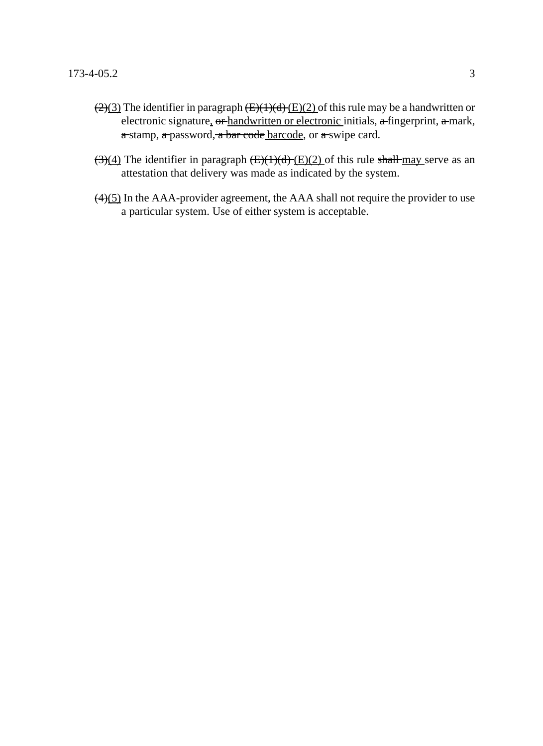~~(2)~~<u>(3)</u> The identifier in paragraph ~~(E)(1)(d)~~ <u>(E)(2)</u> of this rule may be a handwritten or electronic signature<u>,</u> ~~or~~ <u>handwritten or electronic</u> initials, ~~a~~ fingerprint, ~~a~~ mark, ~~a~~ stamp, ~~a~~ password, ~~a bar code~~ <u>barcode</u>, or ~~a~~ swipe card.

~~(3)~~<u>(4)</u> The identifier in paragraph ~~(E)(1)(d)~~ <u>(E)(2)</u> of this rule ~~shall~~ <u>may</u> serve as an attestation that delivery was made as indicated by the system.

~~(4)~~<u>(5)</u> In the AAA-provider agreement, the AAA shall not require the provider to use a particular system. Use of either system is acceptable.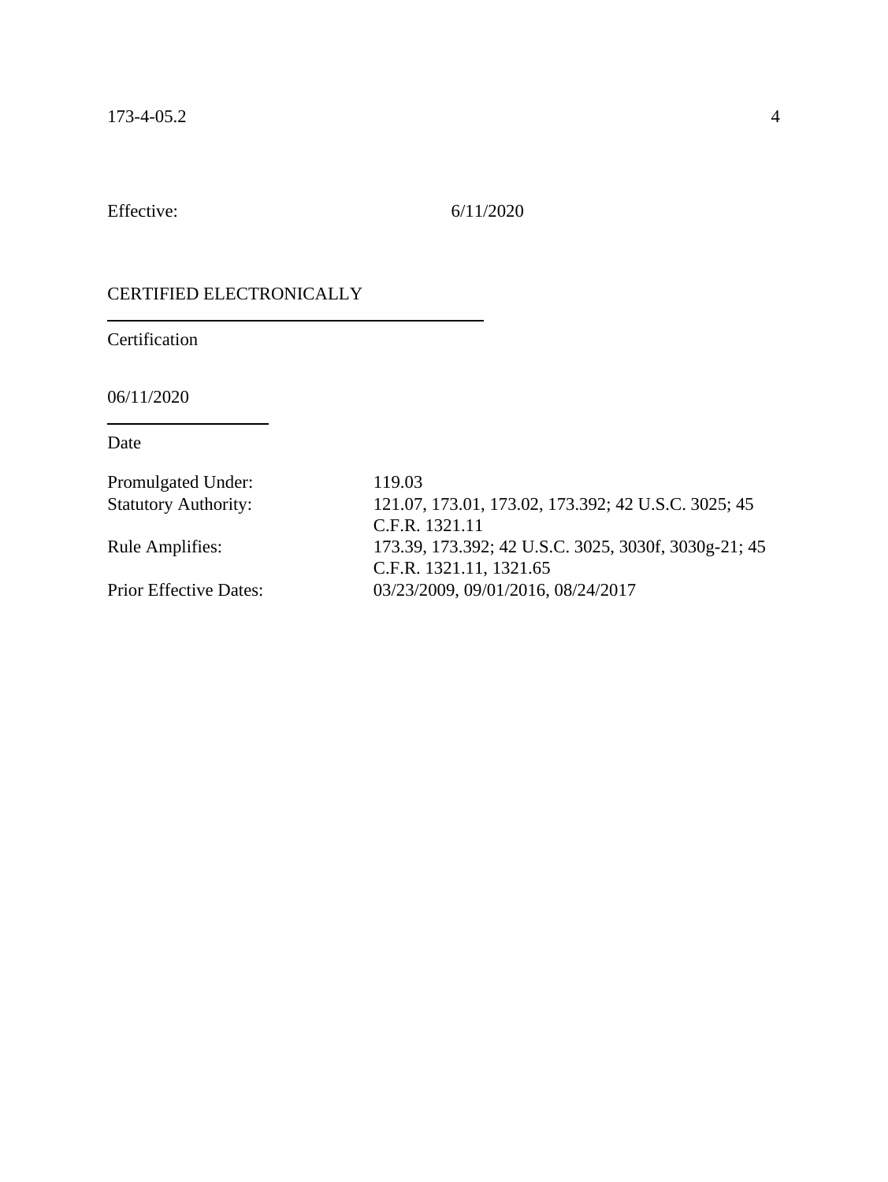Effective: 6/11/2020

CERTIFIED ELECTRONICALLY

Certification

06/11/2020

Date

| | |
|---|---|
| Promulgated Under: | 119.03 |
| Statutory Authority: | 121.07, 173.01, 173.02, 173.392; 42 U.S.C. 3025; 45 C.F.R. 1321.11 |
| Rule Amplifies: | 173.39, 173.392; 42 U.S.C. 3025, 3030f, 3030g-21; 45 C.F.R. 1321.11, 1321.65 |
| Prior Effective Dates: | 03/23/2009, 09/01/2016, 08/24/2017 |